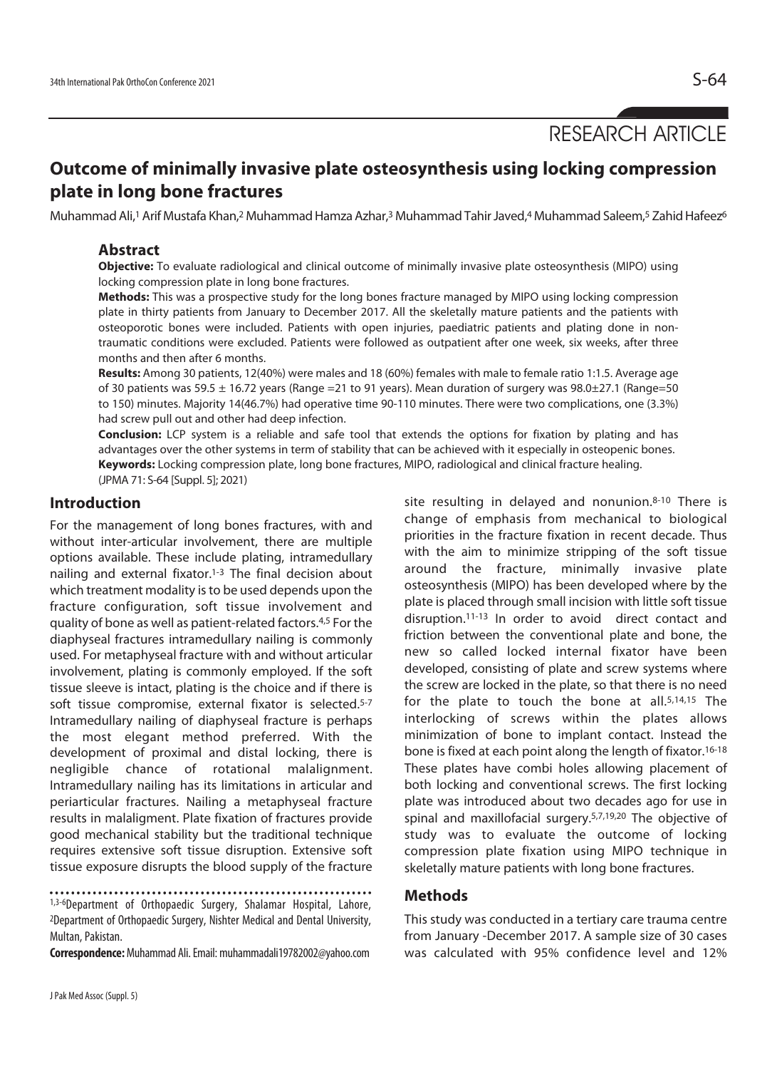RESEARCH ARTICLE

# Outcome of minimally invasive plate osteosynthesis using locking compression plate in long bone fractures

Muhammad Ali,[1] Arif Mustafa Khan,[2] Muhammad Hamza Azhar,[3] Muhammad Tahir Javed,[4] Muhammad Saleem,[5] Zahid Hafeez[6]

## Abstract

**Objective:** To evaluate radiological and clinical outcome of minimally invasive plate osteosynthesis (MIPO) using locking compression plate in long bone fractures.

**Methods:** This was a prospective study for the long bones fracture managed by MIPO using locking compression plate in thirty patients from January to December 2017. All the skeletally mature patients and the patients with osteoporotic bones were included. Patients with open injuries, paediatric patients and plating done in non-traumatic conditions were excluded. Patients were followed as outpatient after one week, six weeks, after three months and then after 6 months.

**Results:** Among 30 patients, 12(40%) were males and 18 (60%) females with male to female ratio 1:1.5. Average age of 30 patients was 59.5 ± 16.72 years (Range =21 to 91 years). Mean duration of surgery was 98.0±27.1 (Range=50 to 150) minutes. Majority 14(46.7%) had operative time 90-110 minutes. There were two complications, one (3.3%) had screw pull out and other had deep infection.

**Conclusion:** LCP system is a reliable and safe tool that extends the options for fixation by plating and has advantages over the other systems in term of stability that can be achieved with it especially in osteopenic bones.

**Keywords:** Locking compression plate, long bone fractures, MIPO, radiological and clinical fracture healing.

(JPMA 71: S-64 [Suppl. 5]; 2021)

## Introduction

For the management of long bones fractures, with and without inter-articular involvement, there are multiple options available. These include plating, intramedullary nailing and external fixator.[1-3] The final decision about which treatment modality is to be used depends upon the fracture configuration, soft tissue involvement and quality of bone as well as patient-related factors.[4,5] For the diaphyseal fractures intramedullary nailing is commonly used. For metaphyseal fracture with and without articular involvement, plating is commonly employed. If the soft tissue sleeve is intact, plating is the choice and if there is soft tissue compromise, external fixator is selected.[5-7] Intramedullary nailing of diaphyseal fracture is perhaps the most elegant method preferred. With the development of proximal and distal locking, there is negligible chance of rotational malalignment. Intramedullary nailing has its limitations in articular and periarticular fractures. Nailing a metaphyseal fracture results in malaligment. Plate fixation of fractures provide good mechanical stability but the traditional technique requires extensive soft tissue disruption. Extensive soft tissue exposure disrupts the blood supply of the fracture site resulting in delayed and nonunion.[8-10] There is change of emphasis from mechanical to biological priorities in the fracture fixation in recent decade. Thus with the aim to minimize stripping of the soft tissue around the fracture, minimally invasive plate osteosynthesis (MIPO) has been developed where by the plate is placed through small incision with little soft tissue disruption.[11-13] In order to avoid direct contact and friction between the conventional plate and bone, the new so called locked internal fixator have been developed, consisting of plate and screw systems where the screw are locked in the plate, so that there is no need for the plate to touch the bone at all.[5,14,15] The interlocking of screws within the plates allows minimization of bone to implant contact. Instead the bone is fixed at each point along the length of fixator.[16-18] These plates have combi holes allowing placement of both locking and conventional screws. The first locking plate was introduced about two decades ago for use in spinal and maxillofacial surgery.[5,7,19,20] The objective of study was to evaluate the outcome of locking compression plate fixation using MIPO technique in skeletally mature patients with long bone fractures.

[1,3-6]Department of Orthopaedic Surgery, Shalamar Hospital, Lahore, [2]Department of Orthopaedic Surgery, Nishter Medical and Dental University, Multan, Pakistan.

**Correspondence:** Muhammad Ali. Email: muhammadali19782002@yahoo.com

## Methods

This study was conducted in a tertiary care trauma centre from January -December 2017. A sample size of 30 cases was calculated with 95% confidence level and 12%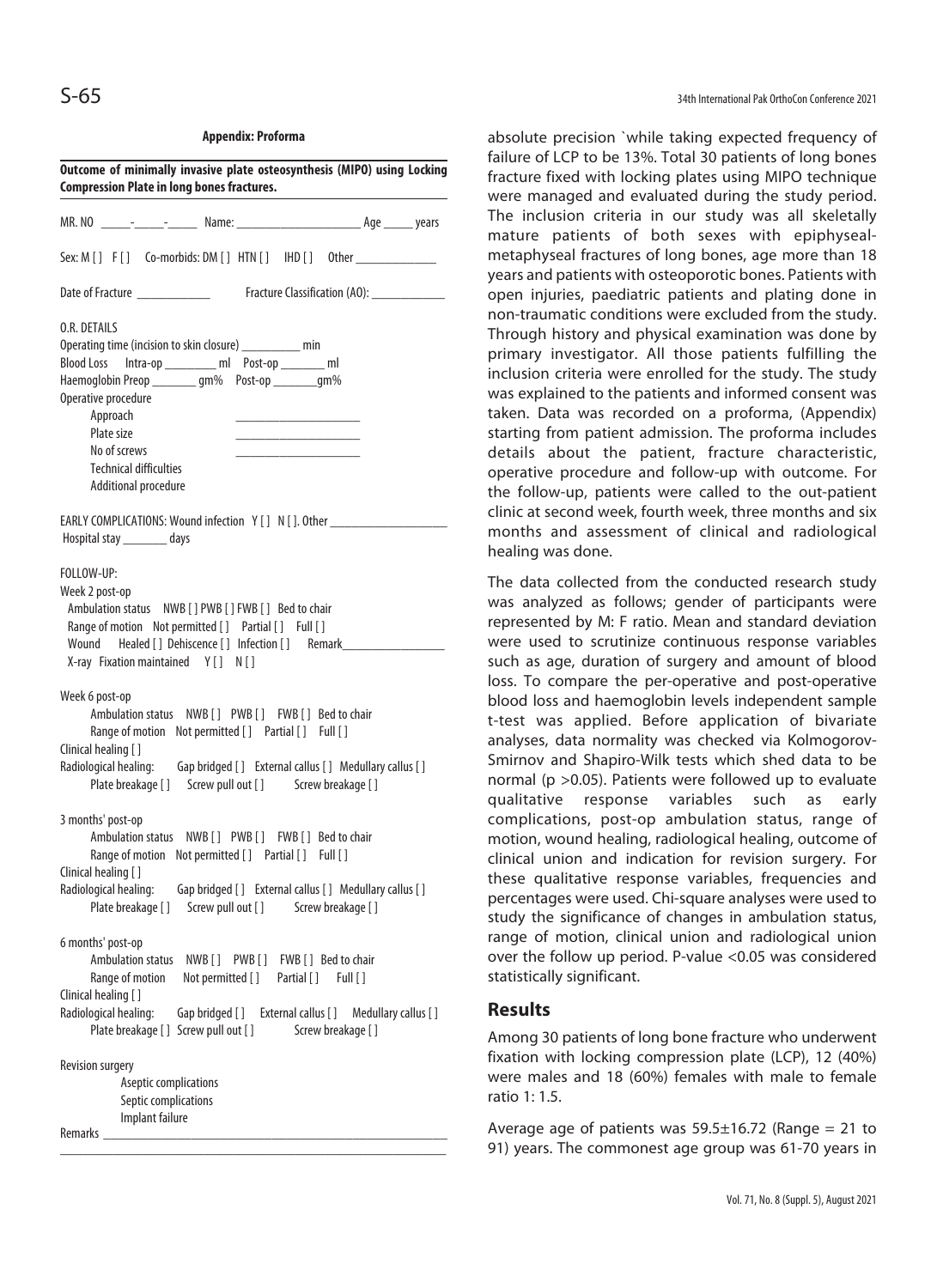**Appendix: Proforma**

**Outcome of minimally invasive plate osteosynthesis (MIPO) using Locking Compression Plate in long bones fractures.**

MR. NO \_\_\_\_\_-\_\_\_\_\_-\_\_\_\_\_ Name: \_\_\_\_\_\_\_\_\_\_\_\_\_\_\_\_\_\_\_\_ Age \_\_\_\_\_ years

Sex: M [ ] F [ ] Co-morbids: DM [ ] HTN [ ] IHD [ ] Other \_\_\_\_\_\_\_\_\_\_\_\_\_

Date of Fracture \_\_\_\_\_\_\_\_\_\_\_\_ Fracture Classification (AO): \_\_\_\_\_\_\_\_\_\_\_\_

O.R. DETAILS

Operating time (incision to skin closure) \_\_\_\_\_\_\_\_\_\_ min

Blood Loss Intra-op \_\_\_\_\_\_\_\_ ml Post-op \_\_\_\_\_\_\_ ml

Haemoglobin Preop \_\_\_\_\_\_\_ gm% Post-op \_\_\_\_\_\_\_gm%

Operative procedure

- Approach \_\_\_\_\_\_\_\_\_\_\_\_\_\_\_\_\_\_\_\_
- Plate size \_\_\_\_\_\_\_\_\_\_\_\_\_\_\_\_\_\_\_\_
- No of screws \_\_\_\_\_\_\_\_\_\_\_\_\_\_\_\_\_\_\_\_
- Technical difficulties
- Additional procedure

EARLY COMPLICATIONS: Wound infection Y [ ] N [ ]. Other \_\_\_\_\_\_\_\_\_\_\_\_\_\_\_\_\_\_\_

Hospital stay \_\_\_\_\_\_\_ days

FOLLOW-UP:

Week 2 post-op

Ambulation status NWB [ ] PWB [ ] FWB [ ] Bed to chair

Range of motion Not permitted [ ] Partial [ ] Full [ ]

Wound Healed [ ] Dehiscence [ ] Infection [ ] Remark\_\_\_\_\_\_\_\_\_\_\_\_\_\_\_\_

X-ray Fixation maintained Y [ ] N [ ]

Week 6 post-op

Ambulation status NWB [ ] PWB [ ] FWB [ ] Bed to chair

Range of motion Not permitted [ ] Partial [ ] Full [ ]

Clinical healing [ ]

Radiological healing: Gap bridged [ ] External callus [ ] Medullary callus [ ]

Plate breakage [ ] Screw pull out [ ] Screw breakage [ ]

3 months' post-op

Ambulation status NWB [ ] PWB [ ] FWB [ ] Bed to chair

Range of motion Not permitted [ ] Partial [ ] Full [ ]

Clinical healing [ ]

Radiological healing: Gap bridged [ ] External callus [ ] Medullary callus [ ]

Plate breakage [ ] Screw pull out [ ] Screw breakage [ ]

6 months' post-op

Ambulation status NWB [ ] PWB [ ] FWB [ ] Bed to chair

Range of motion Not permitted [ ] Partial [ ] Full [ ]

Clinical healing [ ]

Radiological healing: Gap bridged [ ] External callus [ ] Medullary callus [ ]

Plate breakage [ ] Screw pull out [ ] Screw breakage [ ]

Revision surgery

- Aseptic complications
- Septic complications
- Implant failure

Remarks \_\_\_\_\_\_\_\_\_\_\_\_\_\_\_\_\_\_\_\_\_\_\_\_\_\_\_\_\_\_\_\_\_\_\_\_\_\_\_\_\_\_\_\_\_\_\_\_\_\_\_\_\_\_

absolute precision `while taking expected frequency of failure of LCP to be 13%. Total 30 patients of long bones fracture fixed with locking plates using MIPO technique were managed and evaluated during the study period. The inclusion criteria in our study was all skeletally mature patients of both sexes with epiphyseal-metaphyseal fractures of long bones, age more than 18 years and patients with osteoporotic bones. Patients with open injuries, paediatric patients and plating done in non-traumatic conditions were excluded from the study. Through history and physical examination was done by primary investigator. All those patients fulfilling the inclusion criteria were enrolled for the study. The study was explained to the patients and informed consent was taken. Data was recorded on a proforma, (Appendix) starting from patient admission. The proforma includes details about the patient, fracture characteristic, operative procedure and follow-up with outcome. For the follow-up, patients were called to the out-patient clinic at second week, fourth week, three months and six months and assessment of clinical and radiological healing was done.

The data collected from the conducted research study was analyzed as follows; gender of participants were represented by M: F ratio. Mean and standard deviation were used to scrutinize continuous response variables such as age, duration of surgery and amount of blood loss. To compare the per-operative and post-operative blood loss and haemoglobin levels independent sample t-test was applied. Before application of bivariate analyses, data normality was checked via Kolmogorov-Smirnov and Shapiro-Wilk tests which shed data to be normal ($p > 0.05$). Patients were followed up to evaluate qualitative response variables such as early complications, post-op ambulation status, range of motion, wound healing, radiological healing, outcome of clinical union and indication for revision surgery. For these qualitative response variables, frequencies and percentages were used. Chi-square analyses were used to study the significance of changes in ambulation status, range of motion, clinical union and radiological union over the follow up period. P-value <0.05 was considered statistically significant.

## Results

Among 30 patients of long bone fracture who underwent fixation with locking compression plate (LCP), 12 (40%) were males and 18 (60%) females with male to female ratio 1: 1.5.

Average age of patients was $59.5 \pm 16.72$ (Range = 21 to 91) years. The commonest age group was 61-70 years in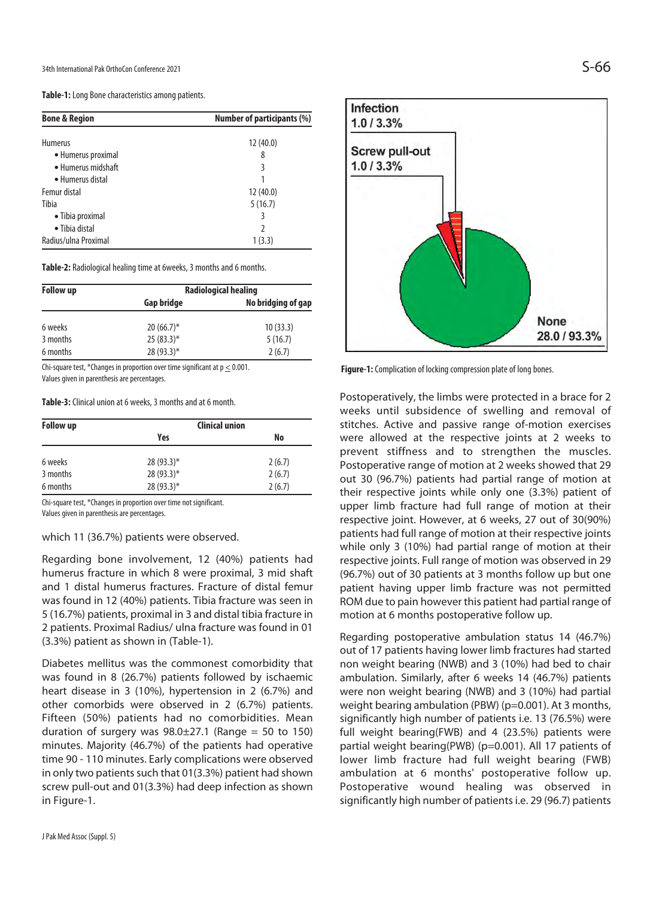**Table-1:** Long Bone characteristics among patients.

| Bone & Region | Number of participants (%) |
| --- | --- |
| Humerus | 12 (40.0) |
| • Humerus proximal | 8 |
| • Humerus midshaft | 3 |
| • Humerus distal | 1 |
| Femur distal | 12 (40.0) |
| Tibia | 5 (16.7) |
| • Tibia proximal | 3 |
| • Tibia distal | 2 |
| Radius/ulna Proximal | 1 (3.3) |

**Table-2:** Radiological healing time at 6weeks, 3 months and 6 months.

| Follow up | Radiological healing | |
| --- | --- | --- |
| | Gap bridge | No bridging of gap |
| 6 weeks | 20 (66.7)* | 10 (33.3) |
| 3 months | 25 (83.3)* | 5 (16.7) |
| 6 months | 28 (93.3)* | 2 (6.7) |

Chi-square test, *Changes in proportion over time significant at $p \leq 0.001$.
Values given in parenthesis are percentages.

**Table-3:** Clinical union at 6 weeks, 3 months and at 6 month.

| Follow up | Clinical union | |
| --- | --- | --- |
| | Yes | No |
| 6 weeks | 28 (93.3)* | 2 (6.7) |
| 3 months | 28 (93.3)* | 2 (6.7) |
| 6 months | 28 (93.3)* | 2 (6.7) |

Chi-square test, *Changes in proportion over time not significant.
Values given in parenthesis are percentages.

which 11 (36.7%) patients were observed.

Regarding bone involvement, 12 (40%) patients had humerus fracture in which 8 were proximal, 3 mid shaft and 1 distal humerus fractures. Fracture of distal femur was found in 12 (40%) patients. Tibia fracture was seen in 5 (16.7%) patients, proximal in 3 and distal tibia fracture in 2 patients. Proximal Radius/ ulna fracture was found in 01 (3.3%) patient as shown in (Table-1).

Diabetes mellitus was the commonest comorbidity that was found in 8 (26.7%) patients followed by ischaemic heart disease in 3 (10%), hypertension in 2 (6.7%) and other comorbids were observed in 2 (6.7%) patients. Fifteen (50%) patients had no comorbidities. Mean duration of surgery was 98.0±27.1 (Range = 50 to 150) minutes. Majority (46.7%) of the patients had operative time 90 - 110 minutes. Early complications were observed in only two patients such that 01(3.3%) patient had shown screw pull-out and 01(3.3%) had deep infection as shown in Figure-1.

Infection
1.0 / 3.3%
Screw pull-out
1.0 / 3.3%
None
28.0 / 93.3%

**Figure-1:** Complication of locking compression plate of long bones.

Postoperatively, the limbs were protected in a brace for 2 weeks until subsidence of swelling and removal of stitches. Active and passive range of-motion exercises were allowed at the respective joints at 2 weeks to prevent stiffness and to strengthen the muscles. Postoperative range of motion at 2 weeks showed that 29 out 30 (96.7%) patients had partial range of motion at their respective joints while only one (3.3%) patient of upper limb fracture had full range of motion at their respective joint. However, at 6 weeks, 27 out of 30(90%) patients had full range of motion at their respective joints while only 3 (10%) had partial range of motion at their respective joints. Full range of motion was observed in 29 (96.7%) out of 30 patients at 3 months follow up but one patient having upper limb fracture was not permitted ROM due to pain however this patient had partial range of motion at 6 months postoperative follow up.

Regarding postoperative ambulation status 14 (46.7%) out of 17 patients having lower limb fractures had started non weight bearing (NWB) and 3 (10%) had bed to chair ambulation. Similarly, after 6 weeks 14 (46.7%) patients were non weight bearing (NWB) and 3 (10%) had partial weight bearing ambulation (PBW) (p=0.001). At 3 months, significantly high number of patients i.e. 13 (76.5%) were full weight bearing(FWB) and 4 (23.5%) patients were partial weight bearing(PWB) (p=0.001). All 17 patients of lower limb fracture had full weight bearing (FWB) ambulation at 6 months' postoperative follow up. Postoperative wound healing was observed in significantly high number of patients i.e. 29 (96.7) patients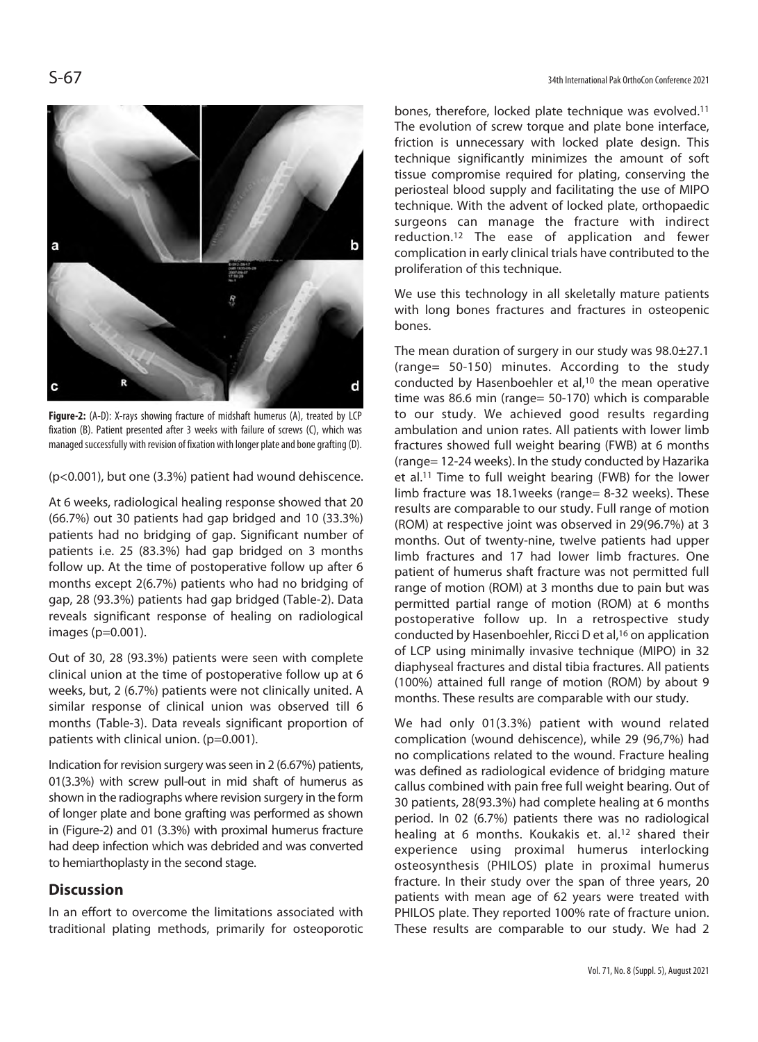**Figure-2:** (A-D): X-rays showing fracture of midshaft humerus (A), treated by LCP fixation (B). Patient presented after 3 weeks with failure of screws (C), which was managed successfully with revision of fixation with longer plate and bone grafting (D).

(p<0.001), but one (3.3%) patient had wound dehiscence.

At 6 weeks, radiological healing response showed that 20 (66.7%) out 30 patients had gap bridged and 10 (33.3%) patients had no bridging of gap. Significant number of patients i.e. 25 (83.3%) had gap bridged on 3 months follow up. At the time of postoperative follow up after 6 months except 2(6.7%) patients who had no bridging of gap, 28 (93.3%) patients had gap bridged (Table-2). Data reveals significant response of healing on radiological images (p=0.001).

Out of 30, 28 (93.3%) patients were seen with complete clinical union at the time of postoperative follow up at 6 weeks, but, 2 (6.7%) patients were not clinically united. A similar response of clinical union was observed till 6 months (Table-3). Data reveals significant proportion of patients with clinical union. (p=0.001).

Indication for revision surgery was seen in 2 (6.67%) patients, 01(3.3%) with screw pull-out in mid shaft of humerus as shown in the radiographs where revision surgery in the form of longer plate and bone grafting was performed as shown in (Figure-2) and 01 (3.3%) with proximal humerus fracture had deep infection which was debrided and was converted to hemiarthoplasty in the second stage.

## Discussion

In an effort to overcome the limitations associated with traditional plating methods, primarily for osteoporotic bones, therefore, locked plate technique was evolved.[11] The evolution of screw torque and plate bone interface, friction is unnecessary with locked plate design. This technique significantly minimizes the amount of soft tissue compromise required for plating, conserving the periosteal blood supply and facilitating the use of MIPO technique. With the advent of locked plate, orthopaedic surgeons can manage the fracture with indirect reduction.[12] The ease of application and fewer complication in early clinical trials have contributed to the proliferation of this technique.

We use this technology in all skeletally mature patients with long bones fractures and fractures in osteopenic bones.

The mean duration of surgery in our study was 98.0±27.1 (range= 50-150) minutes. According to the study conducted by Hasenboehler et al,[10] the mean operative time was 86.6 min (range= 50-170) which is comparable to our study. We achieved good results regarding ambulation and union rates. All patients with lower limb fractures showed full weight bearing (FWB) at 6 months (range= 12-24 weeks). In the study conducted by Hazarika et al.[11] Time to full weight bearing (FWB) for the lower limb fracture was 18.1weeks (range= 8-32 weeks). These results are comparable to our study. Full range of motion (ROM) at respective joint was observed in 29(96.7%) at 3 months. Out of twenty-nine, twelve patients had upper limb fractures and 17 had lower limb fractures. One patient of humerus shaft fracture was not permitted full range of motion (ROM) at 3 months due to pain but was permitted partial range of motion (ROM) at 6 months postoperative follow up. In a retrospective study conducted by Hasenboehler, Ricci D et al,[16] on application of LCP using minimally invasive technique (MIPO) in 32 diaphyseal fractures and distal tibia fractures. All patients (100%) attained full range of motion (ROM) by about 9 months. These results are comparable with our study.

We had only 01(3.3%) patient with wound related complication (wound dehiscence), while 29 (96,7%) had no complications related to the wound. Fracture healing was defined as radiological evidence of bridging mature callus combined with pain free full weight bearing. Out of 30 patients, 28(93.3%) had complete healing at 6 months period. In 02 (6.7%) patients there was no radiological healing at 6 months. Koukakis et. al.[12] shared their experience using proximal humerus interlocking osteosynthesis (PHILOS) plate in proximal humerus fracture. In their study over the span of three years, 20 patients with mean age of 62 years were treated with PHILOS plate. They reported 100% rate of fracture union. These results are comparable to our study. We had 2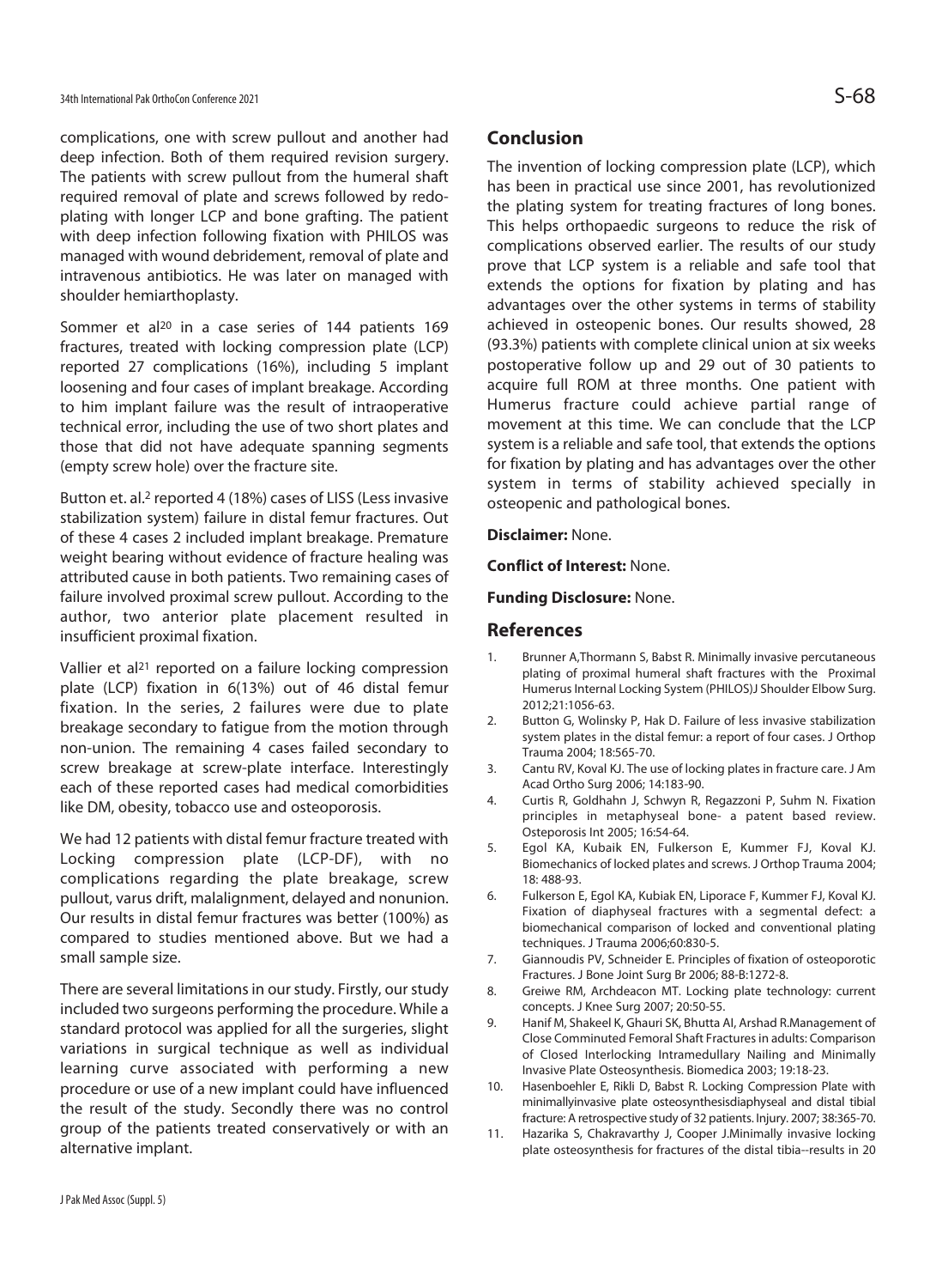complications, one with screw pullout and another had deep infection. Both of them required revision surgery. The patients with screw pullout from the humeral shaft required removal of plate and screws followed by redo-plating with longer LCP and bone grafting. The patient with deep infection following fixation with PHILOS was managed with wound debridement, removal of plate and intravenous antibiotics. He was later on managed with shoulder hemiarthoplasty.

Sommer et al[20] in a case series of 144 patients 169 fractures, treated with locking compression plate (LCP) reported 27 complications (16%), including 5 implant loosening and four cases of implant breakage. According to him implant failure was the result of intraoperative technical error, including the use of two short plates and those that did not have adequate spanning segments (empty screw hole) over the fracture site.

Button et. al.[2] reported 4 (18%) cases of LISS (Less invasive stabilization system) failure in distal femur fractures. Out of these 4 cases 2 included implant breakage. Premature weight bearing without evidence of fracture healing was attributed cause in both patients. Two remaining cases of failure involved proximal screw pullout. According to the author, two anterior plate placement resulted in insufficient proximal fixation.

Vallier et al[21] reported on a failure locking compression plate (LCP) fixation in 6(13%) out of 46 distal femur fixation. In the series, 2 failures were due to plate breakage secondary to fatigue from the motion through non-union. The remaining 4 cases failed secondary to screw breakage at screw-plate interface. Interestingly each of these reported cases had medical comorbidities like DM, obesity, tobacco use and osteoporosis.

We had 12 patients with distal femur fracture treated with Locking compression plate (LCP-DF), with no complications regarding the plate breakage, screw pullout, varus drift, malalignment, delayed and nonunion. Our results in distal femur fractures was better (100%) as compared to studies mentioned above. But we had a small sample size.

There are several limitations in our study. Firstly, our study included two surgeons performing the procedure. While a standard protocol was applied for all the surgeries, slight variations in surgical technique as well as individual learning curve associated with performing a new procedure or use of a new implant could have influenced the result of the study. Secondly there was no control group of the patients treated conservatively or with an alternative implant.

## Conclusion

The invention of locking compression plate (LCP), which has been in practical use since 2001, has revolutionized the plating system for treating fractures of long bones. This helps orthopaedic surgeons to reduce the risk of complications observed earlier. The results of our study prove that LCP system is a reliable and safe tool that extends the options for fixation by plating and has advantages over the other systems in terms of stability achieved in osteopenic bones. Our results showed, 28 (93.3%) patients with complete clinical union at six weeks postoperative follow up and 29 out of 30 patients to acquire full ROM at three months. One patient with Humerus fracture could achieve partial range of movement at this time. We can conclude that the LCP system is a reliable and safe tool, that extends the options for fixation by plating and has advantages over the other system in terms of stability achieved specially in osteopenic and pathological bones.

**Disclaimer:** None.

**Conflict of Interest:** None.

**Funding Disclosure:** None.

## References

1. Brunner A,Thormann S, Babst R. Minimally invasive percutaneous plating of proximal humeral shaft fractures with the Proximal Humerus Internal Locking System (PHILOS)J Shoulder Elbow Surg. 2012;21:1056-63.
2. Button G, Wolinsky P, Hak D. Failure of less invasive stabilization system plates in the distal femur: a report of four cases. J Orthop Trauma 2004; 18:565-70.
3. Cantu RV, Koval KJ. The use of locking plates in fracture care. J Am Acad Ortho Surg 2006; 14:183-90.
4. Curtis R, Goldhahn J, Schwyn R, Regazzoni P, Suhm N. Fixation principles in metaphyseal bone- a patent based review. Osteporosis Int 2005; 16:54-64.
5. Egol KA, Kubaik EN, Fulkerson E, Kummer FJ, Koval KJ. Biomechanics of locked plates and screws. J Orthop Trauma 2004; 18: 488-93.
6. Fulkerson E, Egol KA, Kubiak EN, Liporace F, Kummer FJ, Koval KJ. Fixation of diaphyseal fractures with a segmental defect: a biomechanical comparison of locked and conventional plating techniques. J Trauma 2006;60:830-5.
7. Giannoudis PV, Schneider E. Principles of fixation of osteoporotic Fractures. J Bone Joint Surg Br 2006; 88-B:1272-8.
8. Greiwe RM, Archdeacon MT. Locking plate technology: current concepts. J Knee Surg 2007; 20:50-55.
9. Hanif M, Shakeel K, Ghauri SK, Bhutta AI, Arshad R.Management of Close Comminuted Femoral Shaft Fractures in adults: Comparison of Closed Interlocking Intramedullary Nailing and Minimally Invasive Plate Osteosynthesis. Biomedica 2003; 19:18-23.
10. Hasenboehler E, Rikli D, Babst R. Locking Compression Plate with minimallyinvasive plate osteosynthesisdiaphyseal and distal tibial fracture: A retrospective study of 32 patients. Injury. 2007; 38:365-70.
11. Hazarika S, Chakravarthy J, Cooper J.Minimally invasive locking plate osteosynthesis for fractures of the distal tibia--results in 20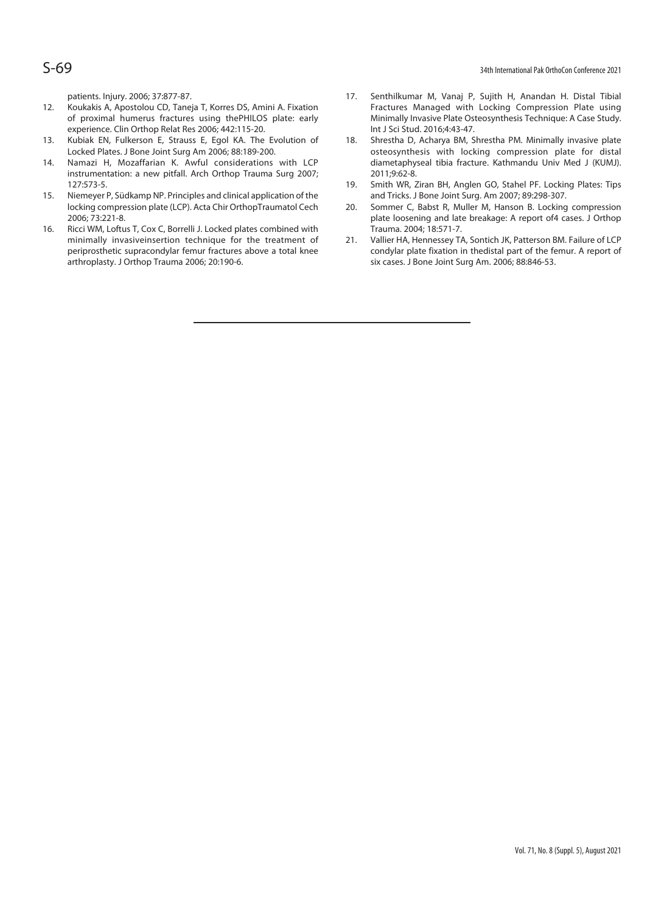patients. Injury. 2006; 37:877-87.

12. Koukakis A, Apostolou CD, Taneja T, Korres DS, Amini A. Fixation of proximal humerus fractures using thePHILOS plate: early experience. Clin Orthop Relat Res 2006; 442:115-20.
13. Kubiak EN, Fulkerson E, Strauss E, Egol KA. The Evolution of Locked Plates. J Bone Joint Surg Am 2006; 88:189-200.
14. Namazi H, Mozaffarian K. Awful considerations with LCP instrumentation: a new pitfall. Arch Orthop Trauma Surg 2007; 127:573-5.
15. Niemeyer P, Südkamp NP. Principles and clinical application of the locking compression plate (LCP). Acta Chir OrthopTraumatol Cech 2006; 73:221-8.
16. Ricci WM, Loftus T, Cox C, Borrelli J. Locked plates combined with minimally invasiveinsertion technique for the treatment of periprosthetic supracondylar femur fractures above a total knee arthroplasty. J Orthop Trauma 2006; 20:190-6.
17. Senthilkumar M, Vanaj P, Sujith H, Anandan H. Distal Tibial Fractures Managed with Locking Compression Plate using Minimally Invasive Plate Osteosynthesis Technique: A Case Study. Int J Sci Stud. 2016;4:43-47.
18. Shrestha D, Acharya BM, Shrestha PM. Minimally invasive plate osteosynthesis with locking compression plate for distal diametaphyseal tibia fracture. Kathmandu Univ Med J (KUMJ). 2011;9:62-8.
19. Smith WR, Ziran BH, Anglen GO, Stahel PF. Locking Plates: Tips and Tricks. J Bone Joint Surg. Am 2007; 89:298-307.
20. Sommer C, Babst R, Muller M, Hanson B. Locking compression plate loosening and late breakage: A report of4 cases. J Orthop Trauma. 2004; 18:571-7.
21. Vallier HA, Hennessey TA, Sontich JK, Patterson BM. Failure of LCP condylar plate fixation in thedistal part of the femur. A report of six cases. J Bone Joint Surg Am. 2006; 88:846-53.